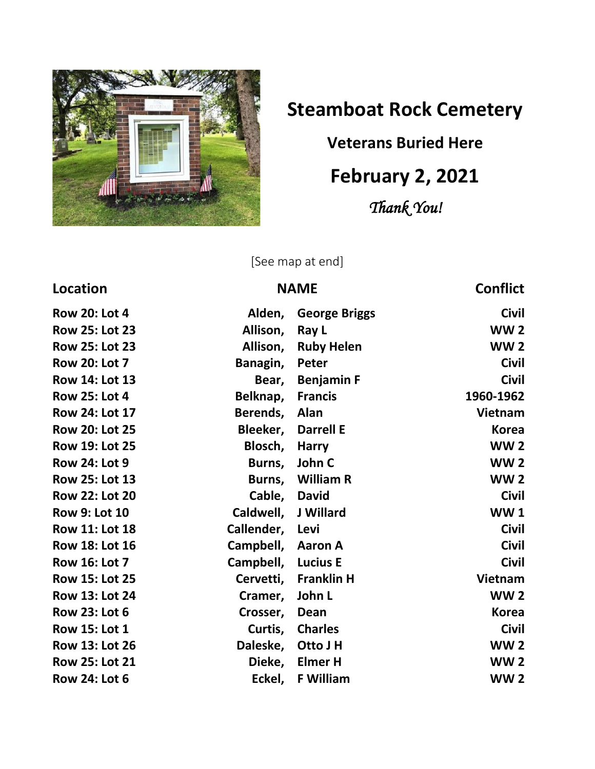# Steamboat Rock Cemetery

## Veterans Buried Here

## February 2, 2021

*Thank You!*

[See map at end]

| Location | NAME | | Conflict |
|---|---|---|---|
| Row 20: Lot 4 | Alden, | George Briggs | Civil |
| Row 25: Lot 23 | Allison, | Ray L | WW 2 |
| Row 25: Lot 23 | Allison, | Ruby Helen | WW 2 |
| Row 20: Lot 7 | Banagin, | Peter | Civil |
| Row 14: Lot 13 | Bear, | Benjamin F | Civil |
| Row 25: Lot 4 | Belknap, | Francis | 1960-1962 |
| Row 24: Lot 17 | Berends, | Alan | Vietnam |
| Row 20: Lot 25 | Bleeker, | Darrell E | Korea |
| Row 19: Lot 25 | Blosch, | Harry | WW 2 |
| Row 24: Lot 9 | Burns, | John C | WW 2 |
| Row 25: Lot 13 | Burns, | William R | WW 2 |
| Row 22: Lot 20 | Cable, | David | Civil |
| Row 9: Lot 10 | Caldwell, | J Willard | WW 1 |
| Row 11: Lot 18 | Callender, | Levi | Civil |
| Row 18: Lot 16 | Campbell, | Aaron A | Civil |
| Row 16: Lot 7 | Campbell, | Lucius E | Civil |
| Row 15: Lot 25 | Cervetti, | Franklin H | Vietnam |
| Row 13: Lot 24 | Cramer, | John L | WW 2 |
| Row 23: Lot 6 | Crosser, | Dean | Korea |
| Row 15: Lot 1 | Curtis, | Charles | Civil |
| Row 13: Lot 26 | Daleske, | Otto J H | WW 2 |
| Row 25: Lot 21 | Dieke, | Elmer H | WW 2 |
| Row 24: Lot 6 | Eckel, | F William | WW 2 |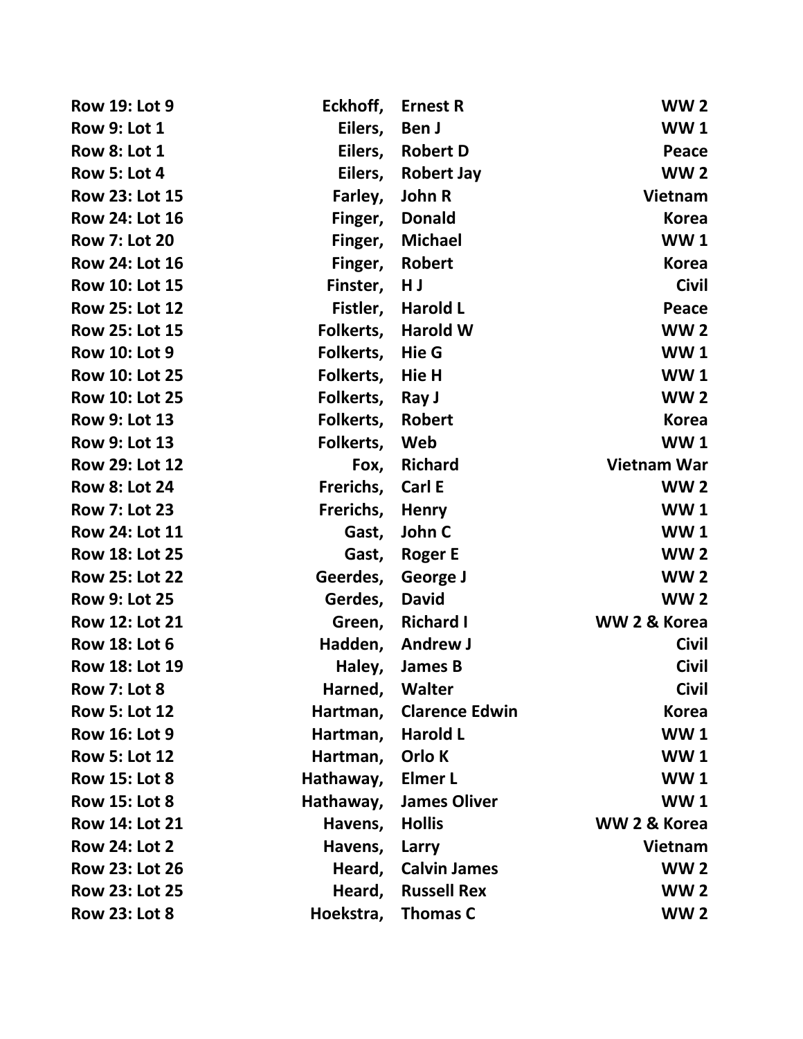| | | | |
|---|---|---|---|
| **Row 19: Lot 9** | **Eckhoff,** | **Ernest R** | **WW 2** |
| **Row 9: Lot 1** | **Eilers,** | **Ben J** | **WW 1** |
| **Row 8: Lot 1** | **Eilers,** | **Robert D** | **Peace** |
| **Row 5: Lot 4** | **Eilers,** | **Robert Jay** | **WW 2** |
| **Row 23: Lot 15** | **Farley,** | **John R** | **Vietnam** |
| **Row 24: Lot 16** | **Finger,** | **Donald** | **Korea** |
| **Row 7: Lot 20** | **Finger,** | **Michael** | **WW 1** |
| **Row 24: Lot 16** | **Finger,** | **Robert** | **Korea** |
| **Row 10: Lot 15** | **Finster,** | **H J** | **Civil** |
| **Row 25: Lot 12** | **Fistler,** | **Harold L** | **Peace** |
| **Row 25: Lot 15** | **Folkerts,** | **Harold W** | **WW 2** |
| **Row 10: Lot 9** | **Folkerts,** | **Hie G** | **WW 1** |
| **Row 10: Lot 25** | **Folkerts,** | **Hie H** | **WW 1** |
| **Row 10: Lot 25** | **Folkerts,** | **Ray J** | **WW 2** |
| **Row 9: Lot 13** | **Folkerts,** | **Robert** | **Korea** |
| **Row 9: Lot 13** | **Folkerts,** | **Web** | **WW 1** |
| **Row 29: Lot 12** | **Fox,** | **Richard** | **Vietnam War** |
| **Row 8: Lot 24** | **Frerichs,** | **Carl E** | **WW 2** |
| **Row 7: Lot 23** | **Frerichs,** | **Henry** | **WW 1** |
| **Row 24: Lot 11** | **Gast,** | **John C** | **WW 1** |
| **Row 18: Lot 25** | **Gast,** | **Roger E** | **WW 2** |
| **Row 25: Lot 22** | **Geerdes,** | **George J** | **WW 2** |
| **Row 9: Lot 25** | **Gerdes,** | **David** | **WW 2** |
| **Row 12: Lot 21** | **Green,** | **Richard I** | **WW 2 & Korea** |
| **Row 18: Lot 6** | **Hadden,** | **Andrew J** | **Civil** |
| **Row 18: Lot 19** | **Haley,** | **James B** | **Civil** |
| **Row 7: Lot 8** | **Harned,** | **Walter** | **Civil** |
| **Row 5: Lot 12** | **Hartman,** | **Clarence Edwin** | **Korea** |
| **Row 16: Lot 9** | **Hartman,** | **Harold L** | **WW 1** |
| **Row 5: Lot 12** | **Hartman,** | **Orlo K** | **WW 1** |
| **Row 15: Lot 8** | **Hathaway,** | **Elmer L** | **WW 1** |
| **Row 15: Lot 8** | **Hathaway,** | **James Oliver** | **WW 1** |
| **Row 14: Lot 21** | **Havens,** | **Hollis** | **WW 2 & Korea** |
| **Row 24: Lot 2** | **Havens,** | **Larry** | **Vietnam** |
| **Row 23: Lot 26** | **Heard,** | **Calvin James** | **WW 2** |
| **Row 23: Lot 25** | **Heard,** | **Russell Rex** | **WW 2** |
| **Row 23: Lot 8** | **Hoekstra,** | **Thomas C** | **WW 2** |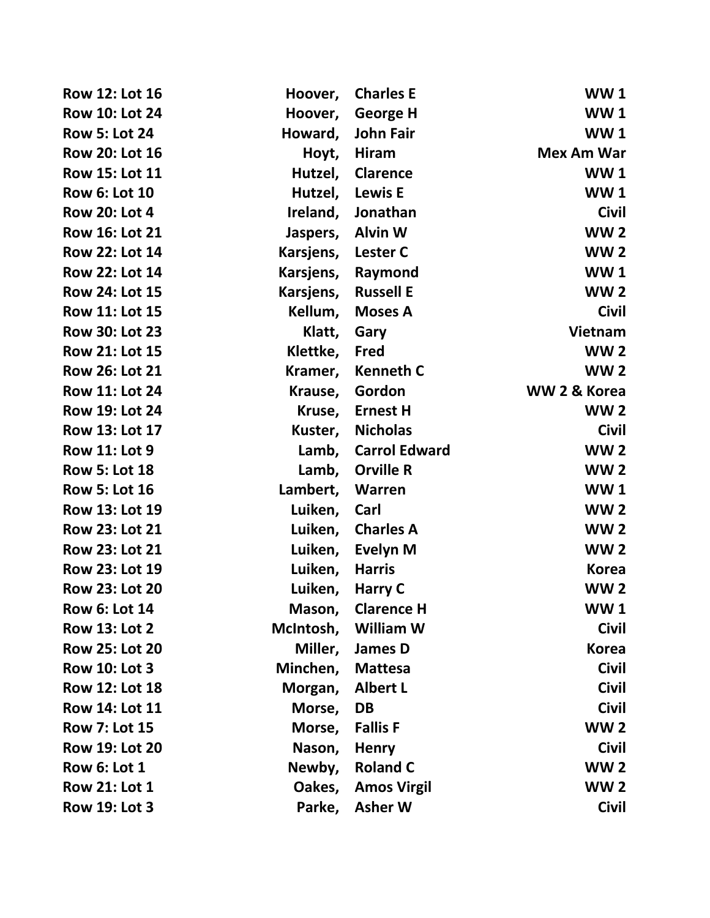| | | | |
|---|---|---|---|
| **Row 12: Lot 16** | **Hoover,** | **Charles E** | **WW 1** |
| **Row 10: Lot 24** | **Hoover,** | **George H** | **WW 1** |
| **Row 5: Lot 24** | **Howard,** | **John Fair** | **WW 1** |
| **Row 20: Lot 16** | **Hoyt,** | **Hiram** | **Mex Am War** |
| **Row 15: Lot 11** | **Hutzel,** | **Clarence** | **WW 1** |
| **Row 6: Lot 10** | **Hutzel,** | **Lewis E** | **WW 1** |
| **Row 20: Lot 4** | **Ireland,** | **Jonathan** | **Civil** |
| **Row 16: Lot 21** | **Jaspers,** | **Alvin W** | **WW 2** |
| **Row 22: Lot 14** | **Karsjens,** | **Lester C** | **WW 2** |
| **Row 22: Lot 14** | **Karsjens,** | **Raymond** | **WW 1** |
| **Row 24: Lot 15** | **Karsjens,** | **Russell E** | **WW 2** |
| **Row 11: Lot 15** | **Kellum,** | **Moses A** | **Civil** |
| **Row 30: Lot 23** | **Klatt,** | **Gary** | **Vietnam** |
| **Row 21: Lot 15** | **Klettke,** | **Fred** | **WW 2** |
| **Row 26: Lot 21** | **Kramer,** | **Kenneth C** | **WW 2** |
| **Row 11: Lot 24** | **Krause,** | **Gordon** | **WW 2 & Korea** |
| **Row 19: Lot 24** | **Kruse,** | **Ernest H** | **WW 2** |
| **Row 13: Lot 17** | **Kuster,** | **Nicholas** | **Civil** |
| **Row 11: Lot 9** | **Lamb,** | **Carrol Edward** | **WW 2** |
| **Row 5: Lot 18** | **Lamb,** | **Orville R** | **WW 2** |
| **Row 5: Lot 16** | **Lambert,** | **Warren** | **WW 1** |
| **Row 13: Lot 19** | **Luiken,** | **Carl** | **WW 2** |
| **Row 23: Lot 21** | **Luiken,** | **Charles A** | **WW 2** |
| **Row 23: Lot 21** | **Luiken,** | **Evelyn M** | **WW 2** |
| **Row 23: Lot 19** | **Luiken,** | **Harris** | **Korea** |
| **Row 23: Lot 20** | **Luiken,** | **Harry C** | **WW 2** |
| **Row 6: Lot 14** | **Mason,** | **Clarence H** | **WW 1** |
| **Row 13: Lot 2** | **McIntosh,** | **William W** | **Civil** |
| **Row 25: Lot 20** | **Miller,** | **James D** | **Korea** |
| **Row 10: Lot 3** | **Minchen,** | **Mattesa** | **Civil** |
| **Row 12: Lot 18** | **Morgan,** | **Albert L** | **Civil** |
| **Row 14: Lot 11** | **Morse,** | **DB** | **Civil** |
| **Row 7: Lot 15** | **Morse,** | **Fallis F** | **WW 2** |
| **Row 19: Lot 20** | **Nason,** | **Henry** | **Civil** |
| **Row 6: Lot 1** | **Newby,** | **Roland C** | **WW 2** |
| **Row 21: Lot 1** | **Oakes,** | **Amos Virgil** | **WW 2** |
| **Row 19: Lot 3** | **Parke,** | **Asher W** | **Civil** |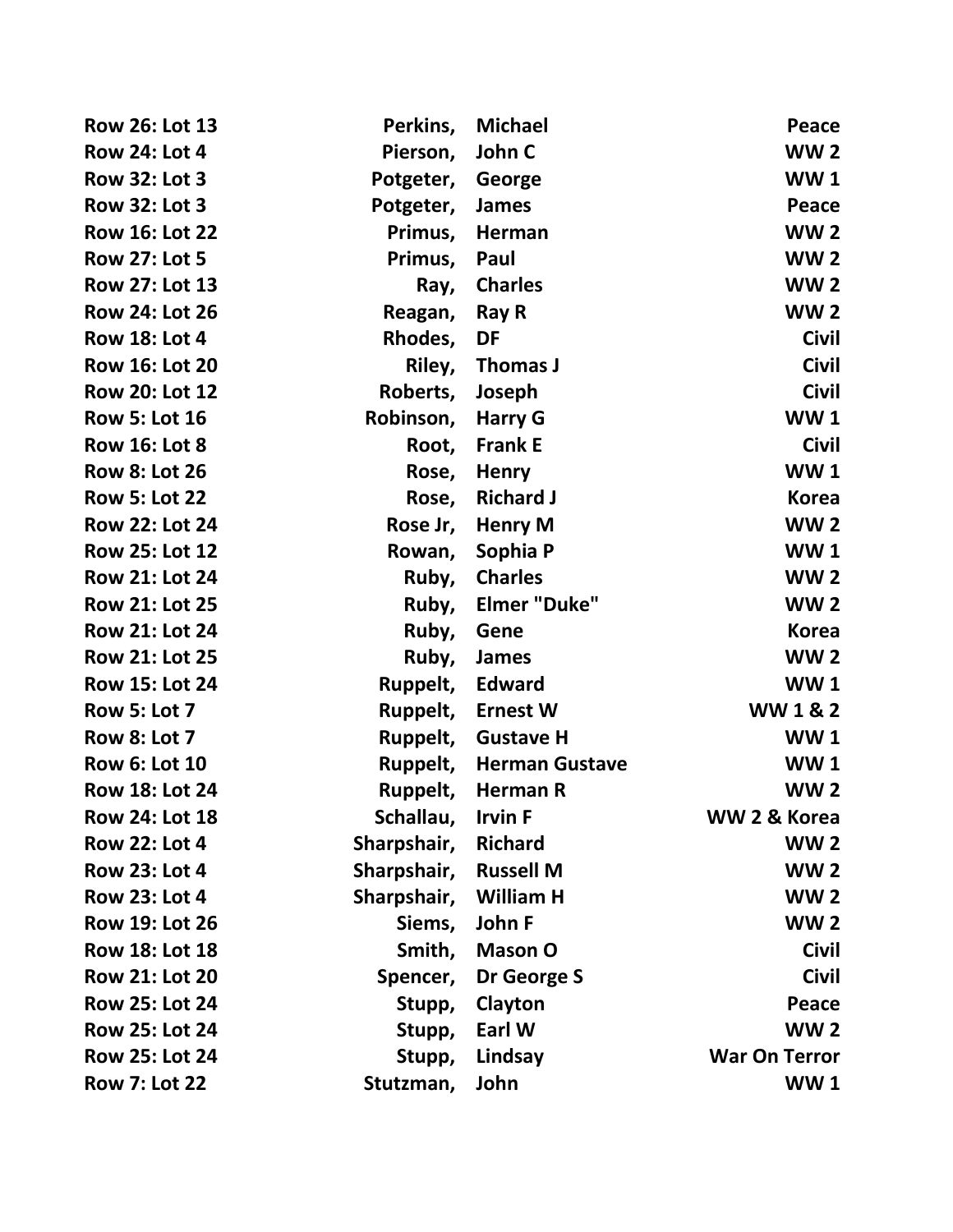| | | | |
|---|---|---|---|
| Row 26: Lot 13 | Perkins, | Michael | Peace |
| Row 24: Lot 4 | Pierson, | John C | WW 2 |
| Row 32: Lot 3 | Potgeter, | George | WW 1 |
| Row 32: Lot 3 | Potgeter, | James | Peace |
| Row 16: Lot 22 | Primus, | Herman | WW 2 |
| Row 27: Lot 5 | Primus, | Paul | WW 2 |
| Row 27: Lot 13 | Ray, | Charles | WW 2 |
| Row 24: Lot 26 | Reagan, | Ray R | WW 2 |
| Row 18: Lot 4 | Rhodes, | DF | Civil |
| Row 16: Lot 20 | Riley, | Thomas J | Civil |
| Row 20: Lot 12 | Roberts, | Joseph | Civil |
| Row 5: Lot 16 | Robinson, | Harry G | WW 1 |
| Row 16: Lot 8 | Root, | Frank E | Civil |
| Row 8: Lot 26 | Rose, | Henry | WW 1 |
| Row 5: Lot 22 | Rose, | Richard J | Korea |
| Row 22: Lot 24 | Rose Jr, | Henry M | WW 2 |
| Row 25: Lot 12 | Rowan, | Sophia P | WW 1 |
| Row 21: Lot 24 | Ruby, | Charles | WW 2 |
| Row 21: Lot 25 | Ruby, | Elmer "Duke" | WW 2 |
| Row 21: Lot 24 | Ruby, | Gene | Korea |
| Row 21: Lot 25 | Ruby, | James | WW 2 |
| Row 15: Lot 24 | Ruppelt, | Edward | WW 1 |
| Row 5: Lot 7 | Ruppelt, | Ernest W | WW 1 & 2 |
| Row 8: Lot 7 | Ruppelt, | Gustave H | WW 1 |
| Row 6: Lot 10 | Ruppelt, | Herman Gustave | WW 1 |
| Row 18: Lot 24 | Ruppelt, | Herman R | WW 2 |
| Row 24: Lot 18 | Schallau, | Irvin F | WW 2 & Korea |
| Row 22: Lot 4 | Sharpshair, | Richard | WW 2 |
| Row 23: Lot 4 | Sharpshair, | Russell M | WW 2 |
| Row 23: Lot 4 | Sharpshair, | William H | WW 2 |
| Row 19: Lot 26 | Siems, | John F | WW 2 |
| Row 18: Lot 18 | Smith, | Mason O | Civil |
| Row 21: Lot 20 | Spencer, | Dr George S | Civil |
| Row 25: Lot 24 | Stupp, | Clayton | Peace |
| Row 25: Lot 24 | Stupp, | Earl W | WW 2 |
| Row 25: Lot 24 | Stupp, | Lindsay | War On Terror |
| Row 7: Lot 22 | Stutzman, | John | WW 1 |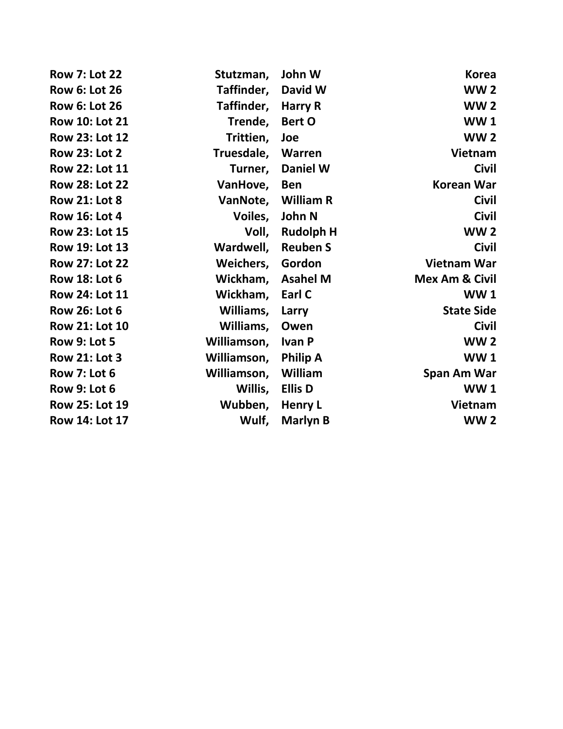| | | | |
|---|---|---|---|
| **Row 7: Lot 22** | **Stutzman,** | **John W** | **Korea** |
| **Row 6: Lot 26** | **Taffinder,** | **David W** | **WW 2** |
| **Row 6: Lot 26** | **Taffinder,** | **Harry R** | **WW 2** |
| **Row 10: Lot 21** | **Trende,** | **Bert O** | **WW 1** |
| **Row 23: Lot 12** | **Trittien,** | **Joe** | **WW 2** |
| **Row 23: Lot 2** | **Truesdale,** | **Warren** | **Vietnam** |
| **Row 22: Lot 11** | **Turner,** | **Daniel W** | **Civil** |
| **Row 28: Lot 22** | **VanHove,** | **Ben** | **Korean War** |
| **Row 21: Lot 8** | **VanNote,** | **William R** | **Civil** |
| **Row 16: Lot 4** | **Voiles,** | **John N** | **Civil** |
| **Row 23: Lot 15** | **Voll,** | **Rudolph H** | **WW 2** |
| **Row 19: Lot 13** | **Wardwell,** | **Reuben S** | **Civil** |
| **Row 27: Lot 22** | **Weichers,** | **Gordon** | **Vietnam War** |
| **Row 18: Lot 6** | **Wickham,** | **Asahel M** | **Mex Am & Civil** |
| **Row 24: Lot 11** | **Wickham,** | **Earl C** | **WW 1** |
| **Row 26: Lot 6** | **Williams,** | **Larry** | **State Side** |
| **Row 21: Lot 10** | **Williams,** | **Owen** | **Civil** |
| **Row 9: Lot 5** | **Williamson,** | **Ivan P** | **WW 2** |
| **Row 21: Lot 3** | **Williamson,** | **Philip A** | **WW 1** |
| **Row 7: Lot 6** | **Williamson,** | **William** | **Span Am War** |
| **Row 9: Lot 6** | **Willis,** | **Ellis D** | **WW 1** |
| **Row 25: Lot 19** | **Wubben,** | **Henry L** | **Vietnam** |
| **Row 14: Lot 17** | **Wulf,** | **Marlyn B** | **WW 2** |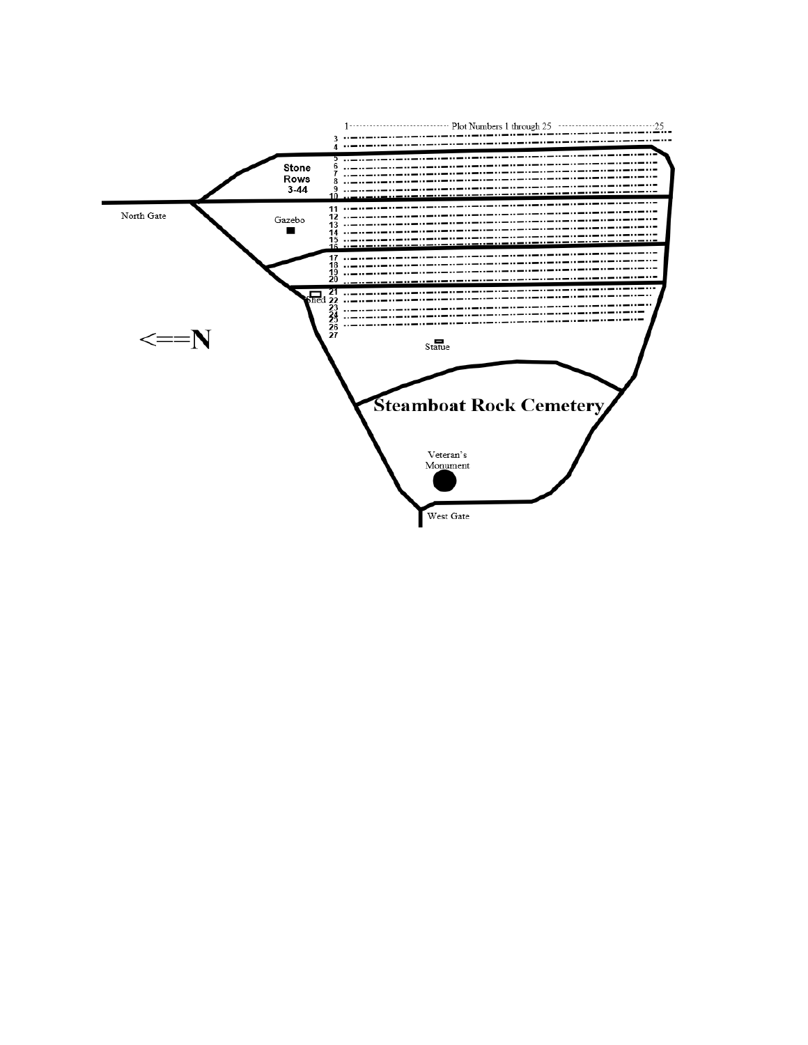1 Plot Numbers 1 through 25 25

3
4
5
6
7
8
9
10
11
12
13
14
15
16
17
18
19
20
21
22
23
24
25
26
27

Stone
Rows
3-44

North Gate

Gazebo

Shed

<==N

Statue

Steamboat Rock Cemetery

Veteran's
Monument

West Gate